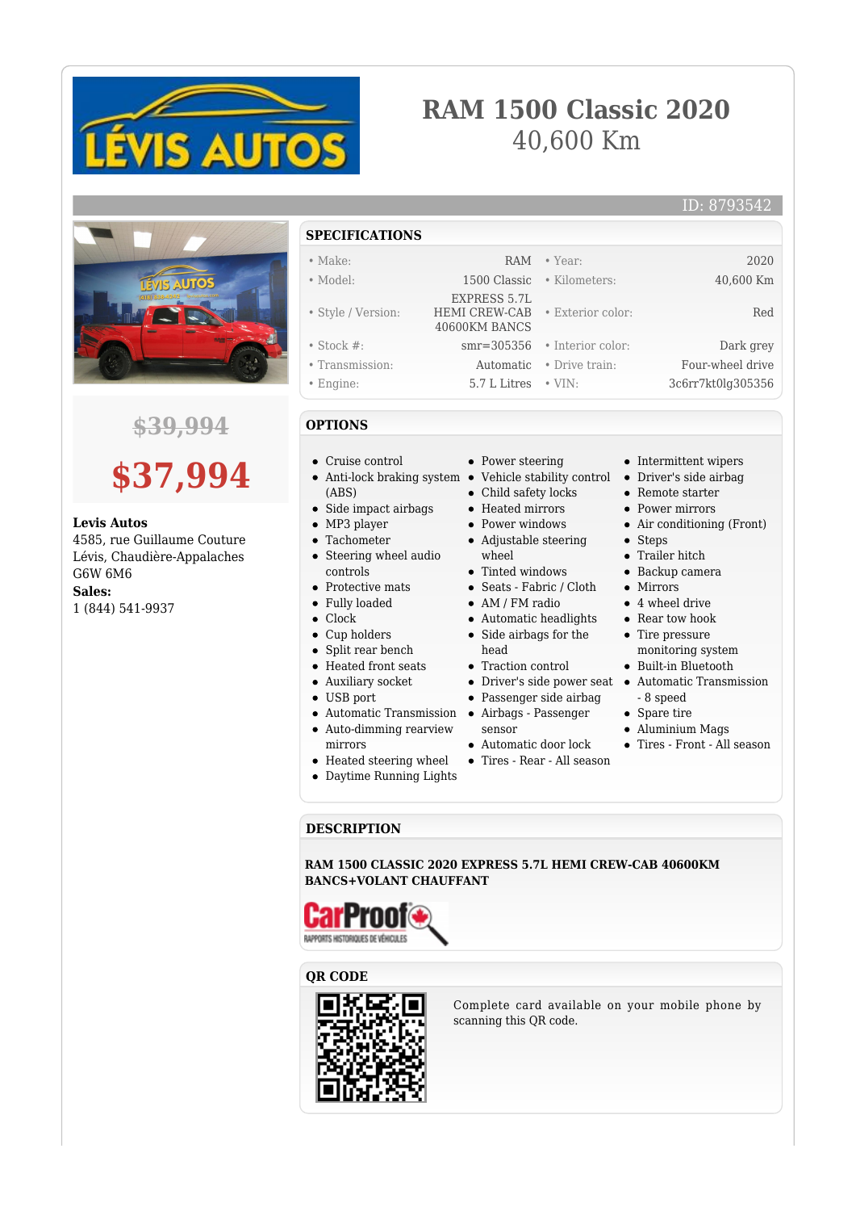# RAM 1500 Classic 2020

40,600 Km

ID: 8793542

~~$39,994~~

**$37,994**

**Levis Autos**
4585, rue Guillaume Couture
Lévis, Chaudière-Appalaches
G6W 6M6
**Sales:**
1 (844) 541-9937

## SPECIFICATIONS

| | | | |
|---|---|---|---|
| • Make: | RAM | • Year: | 2020 |
| • Model: | 1500 Classic | • Kilometers: | 40,600 Km |
| • Style / Version: | EXPRESS 5.7L HEMI CREW-CAB 40600KM BANCS | • Exterior color: | Red |
| • Stock #: | smr=305356 | • Interior color: | Dark grey |
| • Transmission: | Automatic | • Drive train: | Four-wheel drive |
| • Engine: | 5.7 L Litres | • VIN: | 3c6rr7kt0lg305356 |

## OPTIONS

- Cruise control
- Anti-lock braking system (ABS)
- Side impact airbags
- MP3 player
- Tachometer
- Steering wheel audio controls
- Protective mats
- Fully loaded
- Clock
- Cup holders
- Split rear bench
- Heated front seats
- Auxiliary socket
- USB port
- Automatic Transmission
- Auto-dimming rearview mirrors
- Heated steering wheel
- Daytime Running Lights
- Power steering
- Vehicle stability control
- Child safety locks
- Heated mirrors
- Power windows
- Adjustable steering wheel
- Tinted windows
- Seats - Fabric / Cloth
- AM / FM radio
- Automatic headlights
- Side airbags for the head
- Traction control
- Driver's side power seat
- Passenger side airbag
- Airbags - Passenger sensor
- Automatic door lock
- Tires - Rear - All season
- Intermittent wipers
- Driver's side airbag
- Remote starter
- Power mirrors
- Air conditioning (Front)
- Steps
- Trailer hitch
- Backup camera
- Mirrors
- 4 wheel drive
- Rear tow hook
- Tire pressure monitoring system
- Built-in Bluetooth
- Automatic Transmission - 8 speed
- Spare tire
- Aluminium Mags
- Tires - Front - All season

## DESCRIPTION

**RAM 1500 CLASSIC 2020 EXPRESS 5.7L HEMI CREW-CAB 40600KM BANCS+VOLANT CHAUFFANT**

CarProof
RAPPORTS HISTORIQUES DE VÉHICULES

## QR CODE

Complete card available on your mobile phone by scanning this QR code.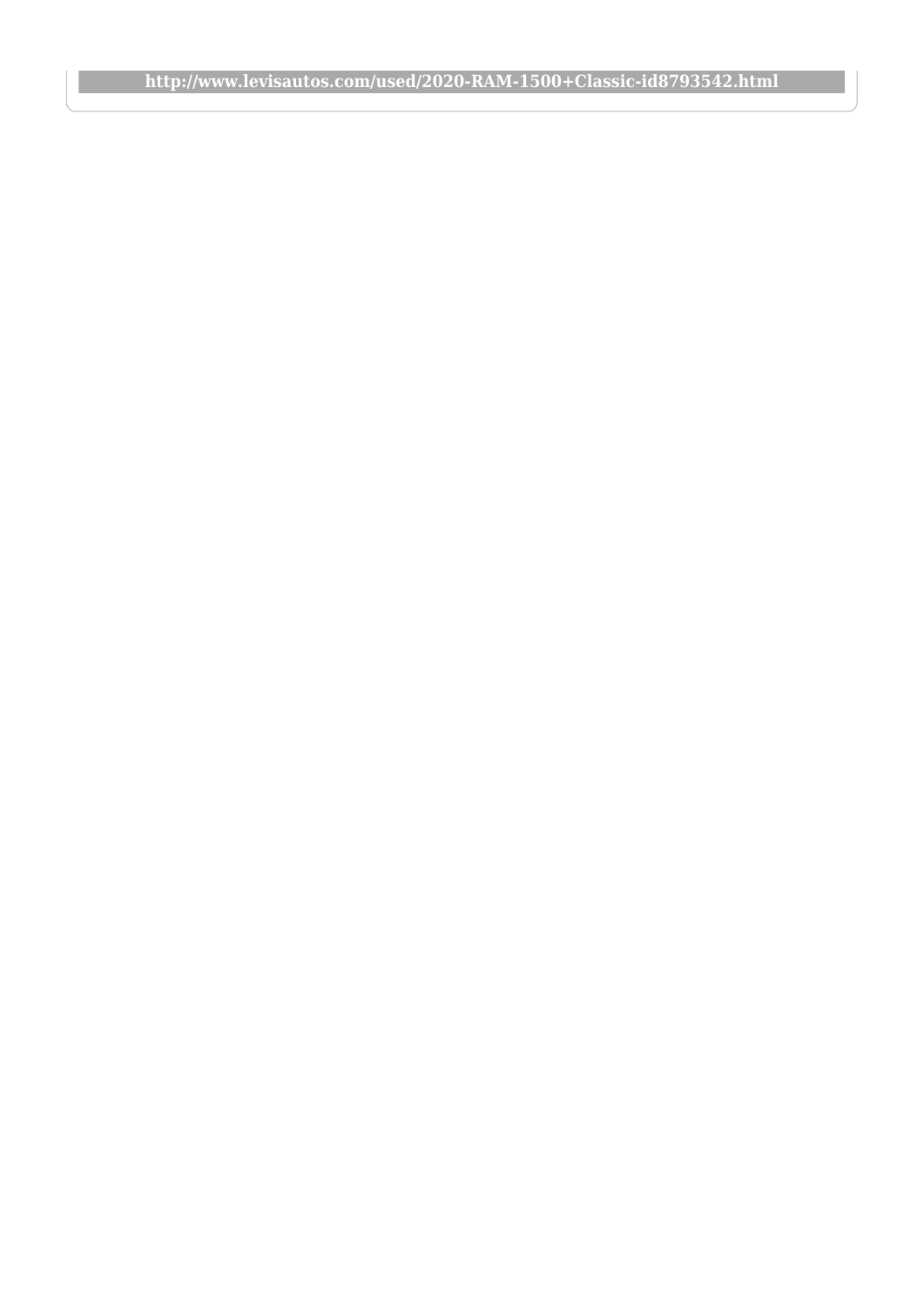http://www.levisautos.com/used/2020-RAM-1500+Classic-id8793542.html